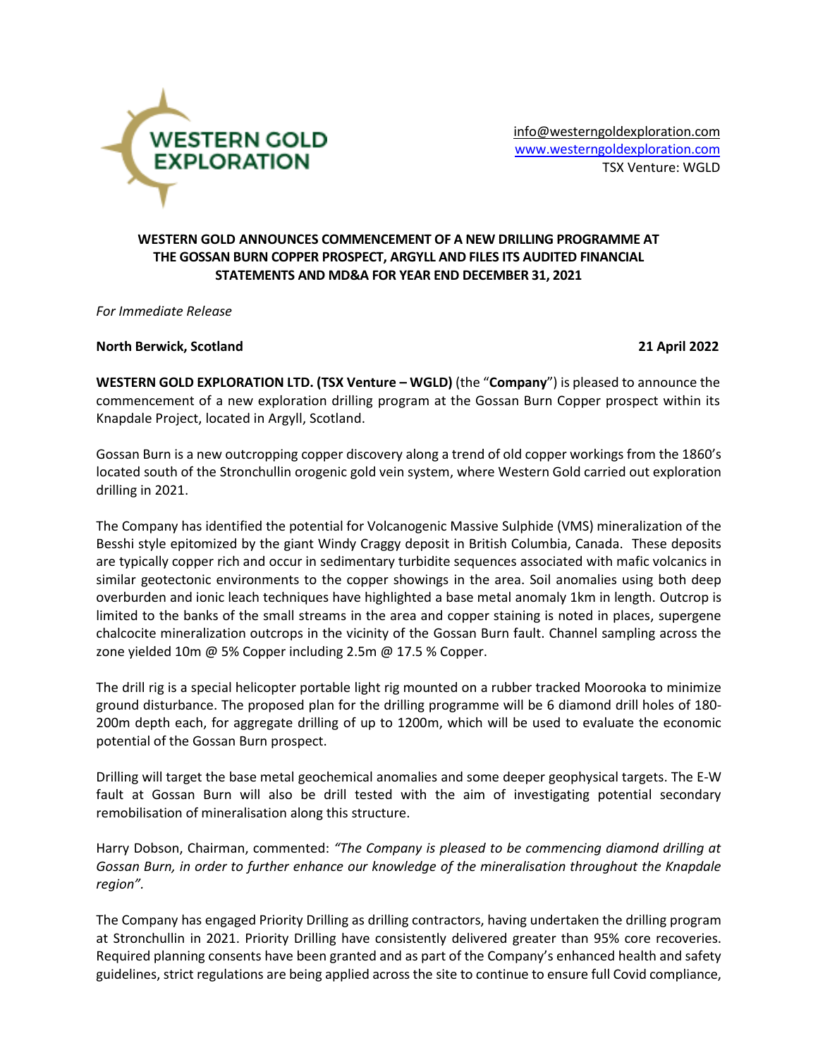info@westerngoldexploration.com
www.westerngoldexploration.com
TSX Venture: WGLD

# WESTERN GOLD ANNOUNCES COMMENCEMENT OF A NEW DRILLING PROGRAMME AT THE GOSSAN BURN COPPER PROSPECT, ARGYLL AND FILES ITS AUDITED FINANCIAL STATEMENTS AND MD&A FOR YEAR END DECEMBER 31, 2021

*For Immediate Release*

**North Berwick, Scotland** **21 April 2022**

**WESTERN GOLD EXPLORATION LTD. (TSX Venture – WGLD)** (the "**Company**") is pleased to announce the commencement of a new exploration drilling program at the Gossan Burn Copper prospect within its Knapdale Project, located in Argyll, Scotland.

Gossan Burn is a new outcropping copper discovery along a trend of old copper workings from the 1860's located south of the Stronchullin orogenic gold vein system, where Western Gold carried out exploration drilling in 2021.

The Company has identified the potential for Volcanogenic Massive Sulphide (VMS) mineralization of the Besshi style epitomized by the giant Windy Craggy deposit in British Columbia, Canada. These deposits are typically copper rich and occur in sedimentary turbidite sequences associated with mafic volcanics in similar geotectonic environments to the copper showings in the area. Soil anomalies using both deep overburden and ionic leach techniques have highlighted a base metal anomaly 1km in length. Outcrop is limited to the banks of the small streams in the area and copper staining is noted in places, supergene chalcocite mineralization outcrops in the vicinity of the Gossan Burn fault. Channel sampling across the zone yielded 10m @ 5% Copper including 2.5m @ 17.5 % Copper.

The drill rig is a special helicopter portable light rig mounted on a rubber tracked Moorooka to minimize ground disturbance. The proposed plan for the drilling programme will be 6 diamond drill holes of 180-200m depth each, for aggregate drilling of up to 1200m, which will be used to evaluate the economic potential of the Gossan Burn prospect.

Drilling will target the base metal geochemical anomalies and some deeper geophysical targets. The E-W fault at Gossan Burn will also be drill tested with the aim of investigating potential secondary remobilisation of mineralisation along this structure.

Harry Dobson, Chairman, commented: *"The Company is pleased to be commencing diamond drilling at Gossan Burn, in order to further enhance our knowledge of the mineralisation throughout the Knapdale region".*

The Company has engaged Priority Drilling as drilling contractors, having undertaken the drilling program at Stronchullin in 2021. Priority Drilling have consistently delivered greater than 95% core recoveries. Required planning consents have been granted and as part of the Company's enhanced health and safety guidelines, strict regulations are being applied across the site to continue to ensure full Covid compliance,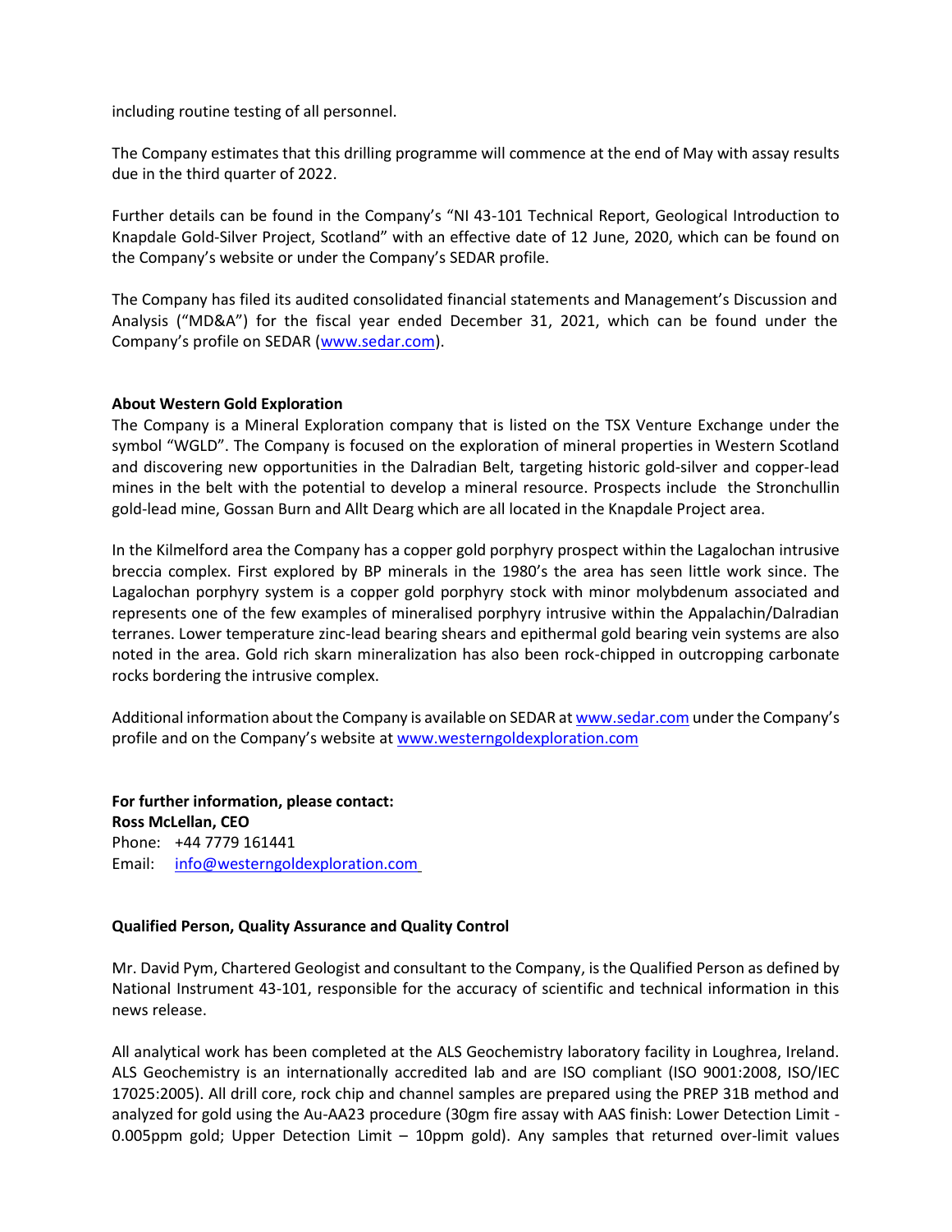including routine testing of all personnel.

The Company estimates that this drilling programme will commence at the end of May with assay results due in the third quarter of 2022.

Further details can be found in the Company's "NI 43-101 Technical Report, Geological Introduction to Knapdale Gold-Silver Project, Scotland" with an effective date of 12 June, 2020, which can be found on the Company's website or under the Company's SEDAR profile.

The Company has filed its audited consolidated financial statements and Management's Discussion and Analysis ("MD&A") for the fiscal year ended December 31, 2021, which can be found under the Company's profile on SEDAR (www.sedar.com).

**About Western Gold Exploration**

The Company is a Mineral Exploration company that is listed on the TSX Venture Exchange under the symbol "WGLD". The Company is focused on the exploration of mineral properties in Western Scotland and discovering new opportunities in the Dalradian Belt, targeting historic gold-silver and copper-lead mines in the belt with the potential to develop a mineral resource. Prospects include the Stronchullin gold-lead mine, Gossan Burn and Allt Dearg which are all located in the Knapdale Project area.

In the Kilmelford area the Company has a copper gold porphyry prospect within the Lagalochan intrusive breccia complex. First explored by BP minerals in the 1980's the area has seen little work since. The Lagalochan porphyry system is a copper gold porphyry stock with minor molybdenum associated and represents one of the few examples of mineralised porphyry intrusive within the Appalachin/Dalradian terranes. Lower temperature zinc-lead bearing shears and epithermal gold bearing vein systems are also noted in the area. Gold rich skarn mineralization has also been rock-chipped in outcropping carbonate rocks bordering the intrusive complex.

Additional information about the Company is available on SEDAR at www.sedar.com under the Company's profile and on the Company's website at www.westerngoldexploration.com

**For further information, please contact:**
**Ross McLellan, CEO**
Phone: +44 7779 161441
Email: info@westerngoldexploration.com

**Qualified Person, Quality Assurance and Quality Control**

Mr. David Pym, Chartered Geologist and consultant to the Company, is the Qualified Person as defined by National Instrument 43-101, responsible for the accuracy of scientific and technical information in this news release.

All analytical work has been completed at the ALS Geochemistry laboratory facility in Loughrea, Ireland. ALS Geochemistry is an internationally accredited lab and are ISO compliant (ISO 9001:2008, ISO/IEC 17025:2005). All drill core, rock chip and channel samples are prepared using the PREP 31B method and analyzed for gold using the Au-AA23 procedure (30gm fire assay with AAS finish: Lower Detection Limit - 0.005ppm gold; Upper Detection Limit – 10ppm gold). Any samples that returned over-limit values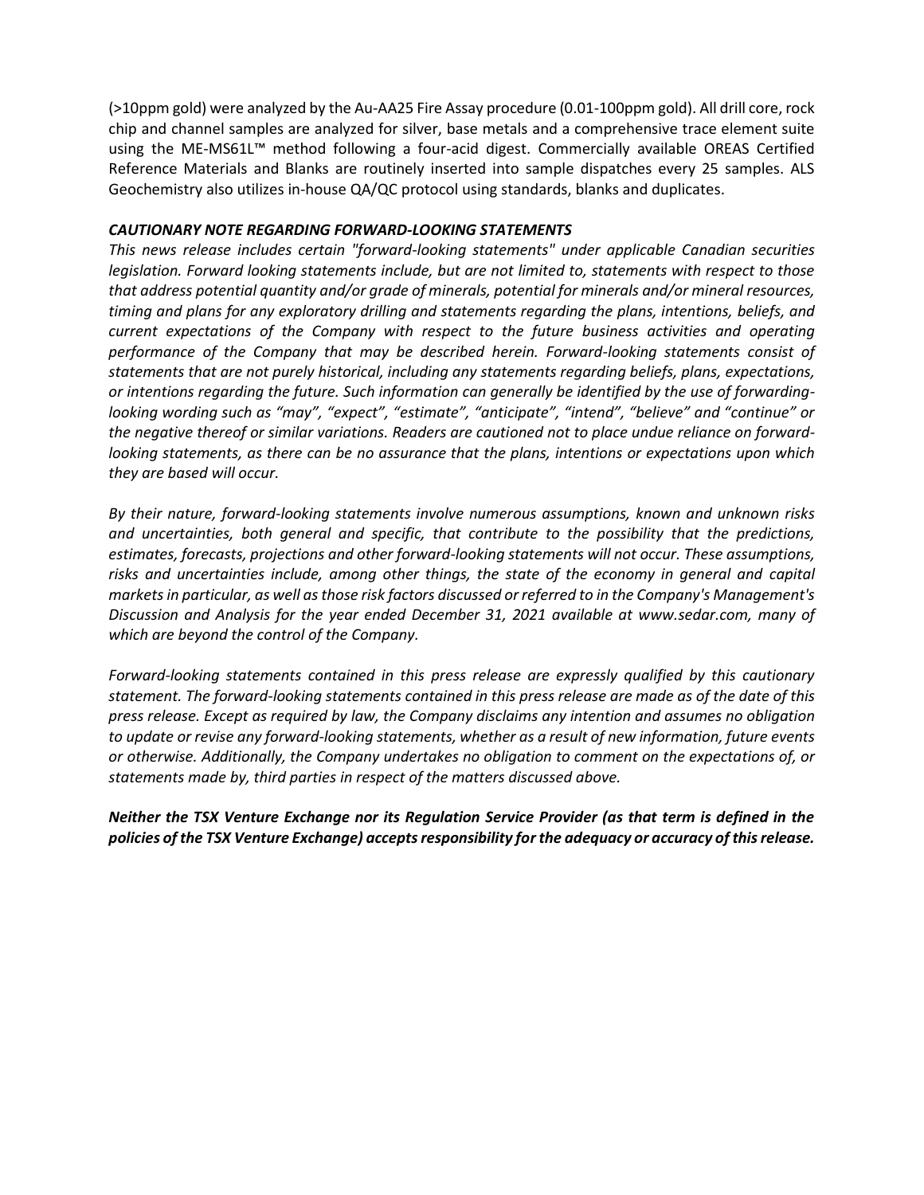(>10ppm gold) were analyzed by the Au-AA25 Fire Assay procedure (0.01-100ppm gold). All drill core, rock chip and channel samples are analyzed for silver, base metals and a comprehensive trace element suite using the ME-MS61L™ method following a four-acid digest. Commercially available OREAS Certified Reference Materials and Blanks are routinely inserted into sample dispatches every 25 samples. ALS Geochemistry also utilizes in-house QA/QC protocol using standards, blanks and duplicates.

***CAUTIONARY NOTE REGARDING FORWARD-LOOKING STATEMENTS***

*This news release includes certain "forward-looking statements" under applicable Canadian securities legislation. Forward looking statements include, but are not limited to, statements with respect to those that address potential quantity and/or grade of minerals, potential for minerals and/or mineral resources, timing and plans for any exploratory drilling and statements regarding the plans, intentions, beliefs, and current expectations of the Company with respect to the future business activities and operating performance of the Company that may be described herein. Forward-looking statements consist of statements that are not purely historical, including any statements regarding beliefs, plans, expectations, or intentions regarding the future. Such information can generally be identified by the use of forwarding-looking wording such as "may", "expect", "estimate", "anticipate", "intend", "believe" and "continue" or the negative thereof or similar variations. Readers are cautioned not to place undue reliance on forward-looking statements, as there can be no assurance that the plans, intentions or expectations upon which they are based will occur.*

*By their nature, forward-looking statements involve numerous assumptions, known and unknown risks and uncertainties, both general and specific, that contribute to the possibility that the predictions, estimates, forecasts, projections and other forward-looking statements will not occur. These assumptions, risks and uncertainties include, among other things, the state of the economy in general and capital markets in particular, as well as those risk factors discussed or referred to in the Company's Management's Discussion and Analysis for the year ended December 31, 2021 available at www.sedar.com, many of which are beyond the control of the Company.*

*Forward-looking statements contained in this press release are expressly qualified by this cautionary statement. The forward-looking statements contained in this press release are made as of the date of this press release. Except as required by law, the Company disclaims any intention and assumes no obligation to update or revise any forward-looking statements, whether as a result of new information, future events or otherwise. Additionally, the Company undertakes no obligation to comment on the expectations of, or statements made by, third parties in respect of the matters discussed above.*

***Neither the TSX Venture Exchange nor its Regulation Service Provider (as that term is defined in the policies of the TSX Venture Exchange) accepts responsibility for the adequacy or accuracy of this release.***